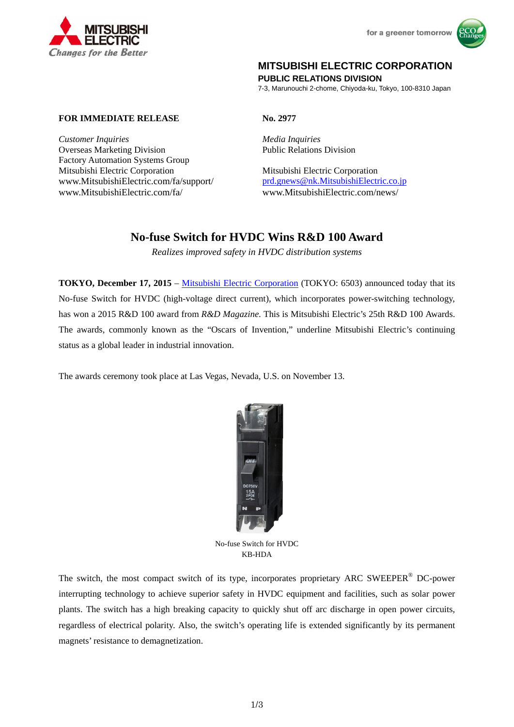**MITSUBISHI ELECTRIC CORPORATION**
**PUBLIC RELATIONS DIVISION**
7-3, Marunouchi 2-chome, Chiyoda-ku, Tokyo, 100-8310 Japan

**FOR IMMEDIATE RELEASE**

**No. 2977**

*Customer Inquiries*
Overseas Marketing Division
Factory Automation Systems Group
Mitsubishi Electric Corporation
www.MitsubishiElectric.com/fa/support/
www.MitsubishiElectric.com/fa/

*Media Inquiries*
Public Relations Division

Mitsubishi Electric Corporation
prd.gnews@nk.MitsubishiElectric.co.jp
www.MitsubishiElectric.com/news/

# No-fuse Switch for HVDC Wins R&D 100 Award

*Realizes improved safety in HVDC distribution systems*

**TOKYO, December 17, 2015** – Mitsubishi Electric Corporation (TOKYO: 6503) announced today that its No-fuse Switch for HVDC (high-voltage direct current), which incorporates power-switching technology, has won a 2015 R&D 100 award from *R&D Magazine.* This is Mitsubishi Electric's 25th R&D 100 Awards. The awards, commonly known as the "Oscars of Invention," underline Mitsubishi Electric's continuing status as a global leader in industrial innovation.

The awards ceremony took place at Las Vegas, Nevada, U.S. on November 13.

No-fuse Switch for HVDC
KB-HDA

The switch, the most compact switch of its type, incorporates proprietary ARC SWEEPER® DC-power interrupting technology to achieve superior safety in HVDC equipment and facilities, such as solar power plants. The switch has a high breaking capacity to quickly shut off arc discharge in open power circuits, regardless of electrical polarity. Also, the switch's operating life is extended significantly by its permanent magnets' resistance to demagnetization.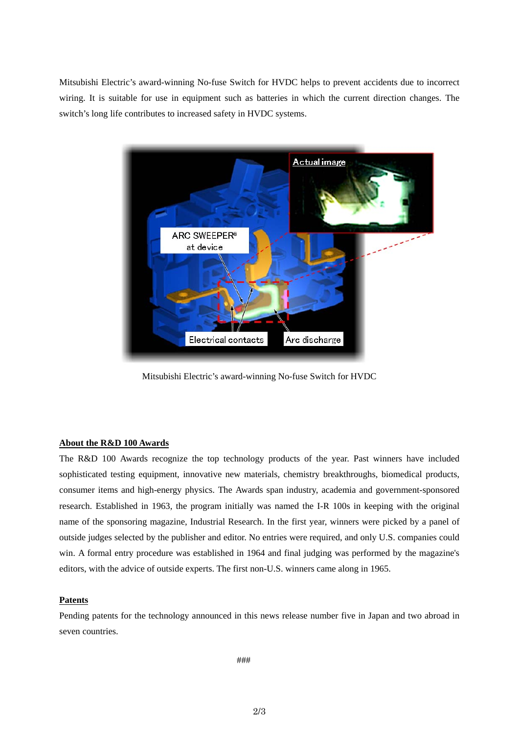Mitsubishi Electric's award-winning No-fuse Switch for HVDC helps to prevent accidents due to incorrect wiring. It is suitable for use in equipment such as batteries in which the current direction changes. The switch's long life contributes to increased safety in HVDC systems.

Mitsubishi Electric's award-winning No-fuse Switch for HVDC

**About the R&D 100 Awards**

The R&D 100 Awards recognize the top technology products of the year. Past winners have included sophisticated testing equipment, innovative new materials, chemistry breakthroughs, biomedical products, consumer items and high-energy physics. The Awards span industry, academia and government-sponsored research. Established in 1963, the program initially was named the I-R 100s in keeping with the original name of the sponsoring magazine, Industrial Research. In the first year, winners were picked by a panel of outside judges selected by the publisher and editor. No entries were required, and only U.S. companies could win. A formal entry procedure was established in 1964 and final judging was performed by the magazine's editors, with the advice of outside experts. The first non-U.S. winners came along in 1965.

**Patents**

Pending patents for the technology announced in this news release number five in Japan and two abroad in seven countries.

###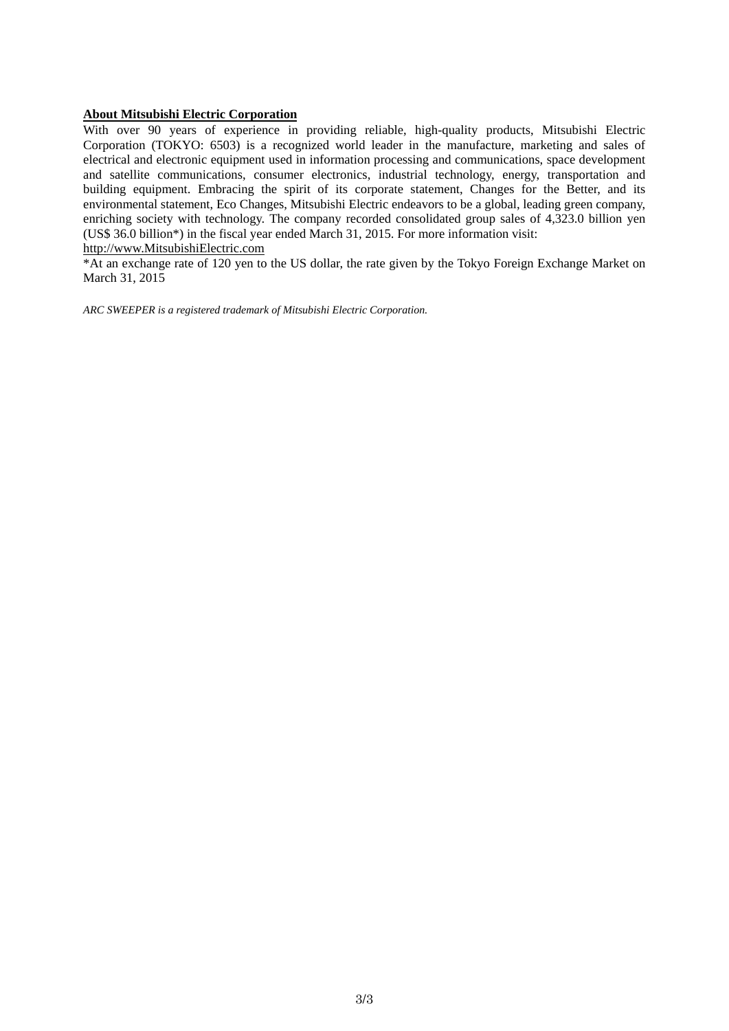**About Mitsubishi Electric Corporation**

With over 90 years of experience in providing reliable, high-quality products, Mitsubishi Electric Corporation (TOKYO: 6503) is a recognized world leader in the manufacture, marketing and sales of electrical and electronic equipment used in information processing and communications, space development and satellite communications, consumer electronics, industrial technology, energy, transportation and building equipment. Embracing the spirit of its corporate statement, Changes for the Better, and its environmental statement, Eco Changes, Mitsubishi Electric endeavors to be a global, leading green company, enriching society with technology. The company recorded consolidated group sales of 4,323.0 billion yen (US$ 36.0 billion*) in the fiscal year ended March 31, 2015. For more information visit: http://www.MitsubishiElectric.com

*At an exchange rate of 120 yen to the US dollar, the rate given by the Tokyo Foreign Exchange Market on March 31, 2015

*ARC SWEEPER is a registered trademark of Mitsubishi Electric Corporation.*